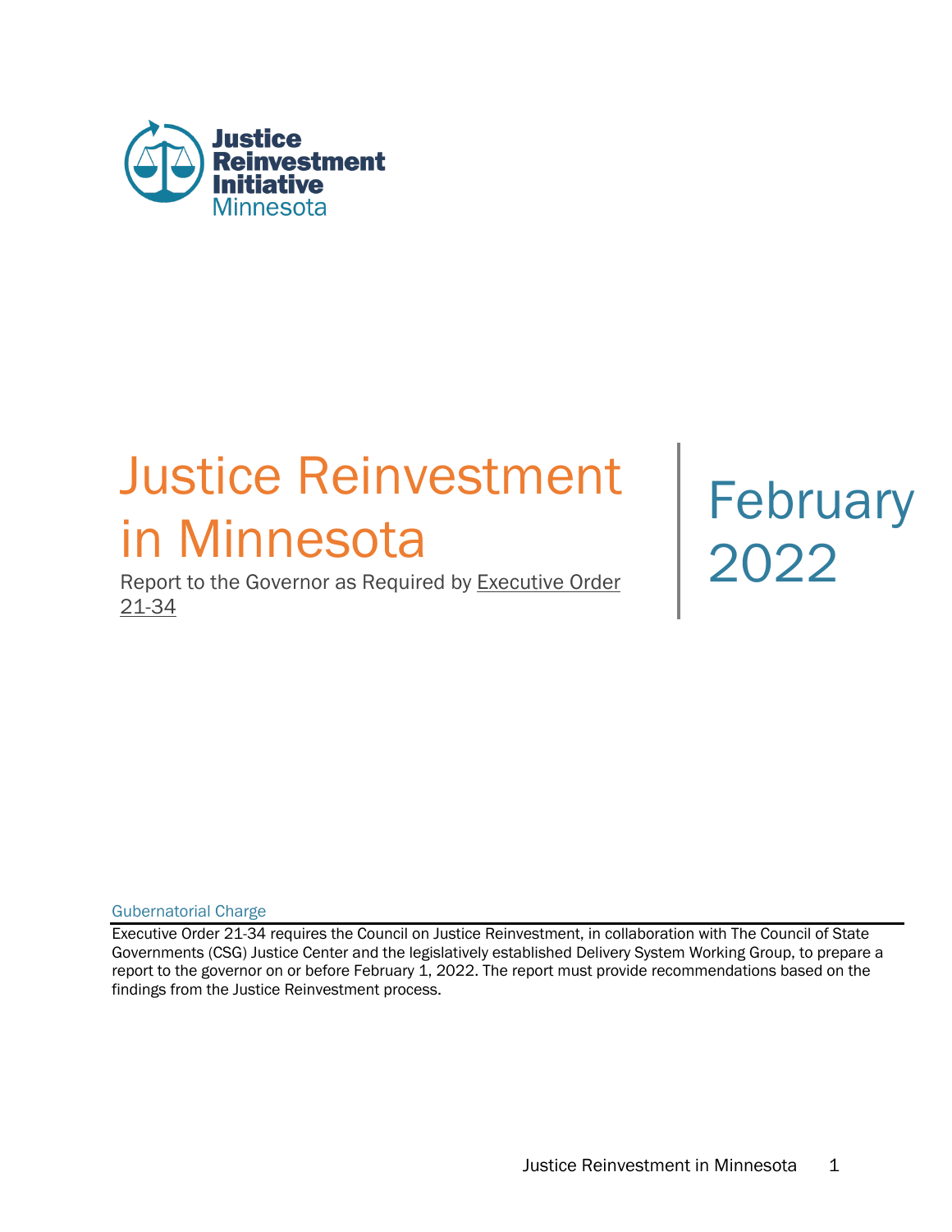Justice Reinvestment Initiative Minnesota

# Justice Reinvestment in Minnesota

Report to the Governor as Required by Executive Order 21-34

February 2022

## Gubernatorial Charge

Executive Order 21-34 requires the Council on Justice Reinvestment, in collaboration with The Council of State Governments (CSG) Justice Center and the legislatively established Delivery System Working Group, to prepare a report to the governor on or before February 1, 2022. The report must provide recommendations based on the findings from the Justice Reinvestment process.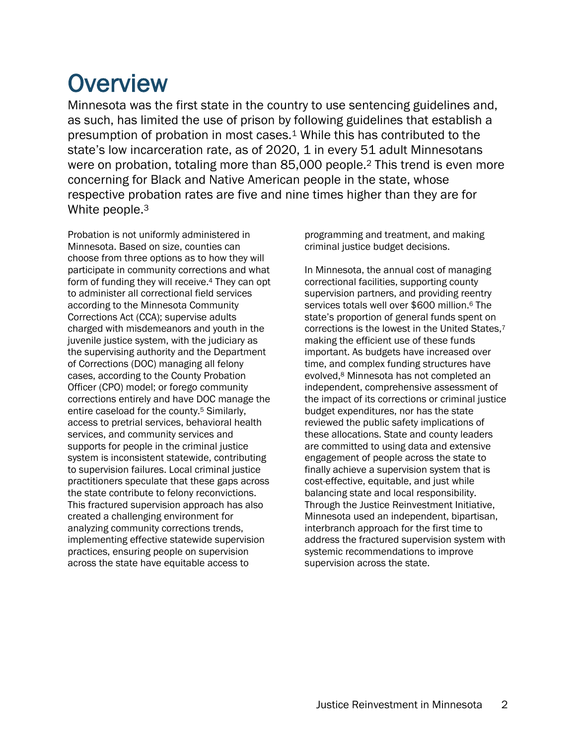# Overview

Minnesota was the first state in the country to use sentencing guidelines and, as such, has limited the use of prison by following guidelines that establish a presumption of probation in most cases.[1] While this has contributed to the state's low incarceration rate, as of 2020, 1 in every 51 adult Minnesotans were on probation, totaling more than 85,000 people.[2] This trend is even more concerning for Black and Native American people in the state, whose respective probation rates are five and nine times higher than they are for White people.[3]

Probation is not uniformly administered in Minnesota. Based on size, counties can choose from three options as to how they will participate in community corrections and what form of funding they will receive.[4] They can opt to administer all correctional field services according to the Minnesota Community Corrections Act (CCA); supervise adults charged with misdemeanors and youth in the juvenile justice system, with the judiciary as the supervising authority and the Department of Corrections (DOC) managing all felony cases, according to the County Probation Officer (CPO) model; or forego community corrections entirely and have DOC manage the entire caseload for the county.[5] Similarly, access to pretrial services, behavioral health services, and community services and supports for people in the criminal justice system is inconsistent statewide, contributing to supervision failures. Local criminal justice practitioners speculate that these gaps across the state contribute to felony reconvictions. This fractured supervision approach has also created a challenging environment for analyzing community corrections trends, implementing effective statewide supervision practices, ensuring people on supervision across the state have equitable access to programming and treatment, and making criminal justice budget decisions.

In Minnesota, the annual cost of managing correctional facilities, supporting county supervision partners, and providing reentry services totals well over $600 million.[6] The state's proportion of general funds spent on corrections is the lowest in the United States,[7] making the efficient use of these funds important. As budgets have increased over time, and complex funding structures have evolved,[8] Minnesota has not completed an independent, comprehensive assessment of the impact of its corrections or criminal justice budget expenditures, nor has the state reviewed the public safety implications of these allocations. State and county leaders are committed to using data and extensive engagement of people across the state to finally achieve a supervision system that is cost-effective, equitable, and just while balancing state and local responsibility. Through the Justice Reinvestment Initiative, Minnesota used an independent, bipartisan, interbranch approach for the first time to address the fractured supervision system with systemic recommendations to improve supervision across the state.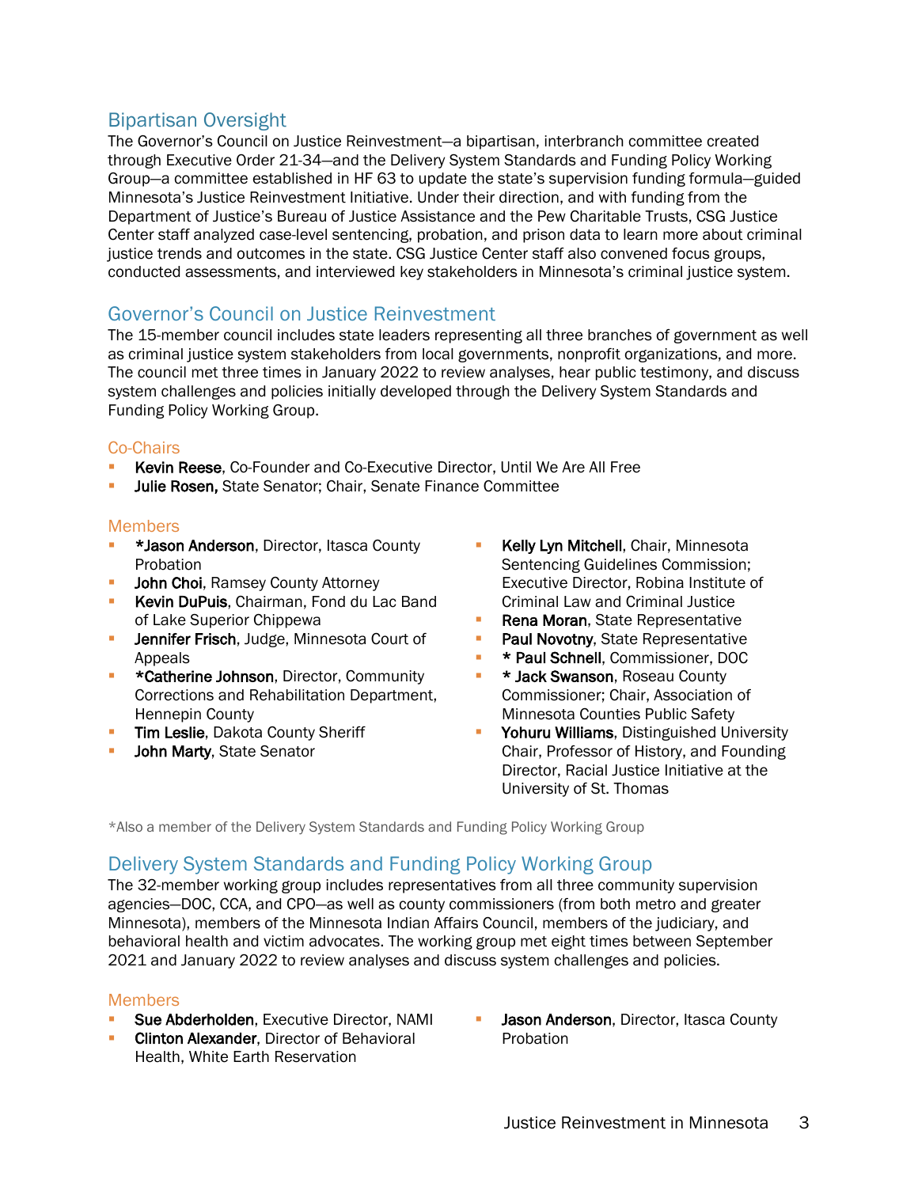## Bipartisan Oversight

The Governor's Council on Justice Reinvestment—a bipartisan, interbranch committee created through Executive Order 21-34—and the Delivery System Standards and Funding Policy Working Group—a committee established in HF 63 to update the state's supervision funding formula—guided Minnesota's Justice Reinvestment Initiative. Under their direction, and with funding from the Department of Justice's Bureau of Justice Assistance and the Pew Charitable Trusts, CSG Justice Center staff analyzed case-level sentencing, probation, and prison data to learn more about criminal justice trends and outcomes in the state. CSG Justice Center staff also convened focus groups, conducted assessments, and interviewed key stakeholders in Minnesota's criminal justice system.

## Governor's Council on Justice Reinvestment

The 15-member council includes state leaders representing all three branches of government as well as criminal justice system stakeholders from local governments, nonprofit organizations, and more. The council met three times in January 2022 to review analyses, hear public testimony, and discuss system challenges and policies initially developed through the Delivery System Standards and Funding Policy Working Group.

### Co-Chairs

- **Kevin Reese**, Co-Founder and Co-Executive Director, Until We Are All Free
- **Julie Rosen,** State Senator; Chair, Senate Finance Committee

### Members

- ***Jason Anderson**, Director, Itasca County Probation
- **John Choi**, Ramsey County Attorney
- **Kevin DuPuis**, Chairman, Fond du Lac Band of Lake Superior Chippewa
- **Jennifer Frisch**, Judge, Minnesota Court of Appeals
- ***Catherine Johnson**, Director, Community Corrections and Rehabilitation Department, Hennepin County
- **Tim Leslie**, Dakota County Sheriff
- **John Marty**, State Senator
- **Kelly Lyn Mitchell**, Chair, Minnesota Sentencing Guidelines Commission; Executive Director, Robina Institute of Criminal Law and Criminal Justice
- **Rena Moran**, State Representative
- **Paul Novotny**, State Representative
- **\* Paul Schnell**, Commissioner, DOC
- **\* Jack Swanson**, Roseau County Commissioner; Chair, Association of Minnesota Counties Public Safety
- **Yohuru Williams**, Distinguished University Chair, Professor of History, and Founding Director, Racial Justice Initiative at the University of St. Thomas

*Also a member of the Delivery System Standards and Funding Policy Working Group

## Delivery System Standards and Funding Policy Working Group

The 32-member working group includes representatives from all three community supervision agencies—DOC, CCA, and CPO—as well as county commissioners (from both metro and greater Minnesota), members of the Minnesota Indian Affairs Council, members of the judiciary, and behavioral health and victim advocates. The working group met eight times between September 2021 and January 2022 to review analyses and discuss system challenges and policies.

### Members

- **Sue Abderholden**, Executive Director, NAMI
- **Clinton Alexander**, Director of Behavioral Health, White Earth Reservation
- **Jason Anderson**, Director, Itasca County Probation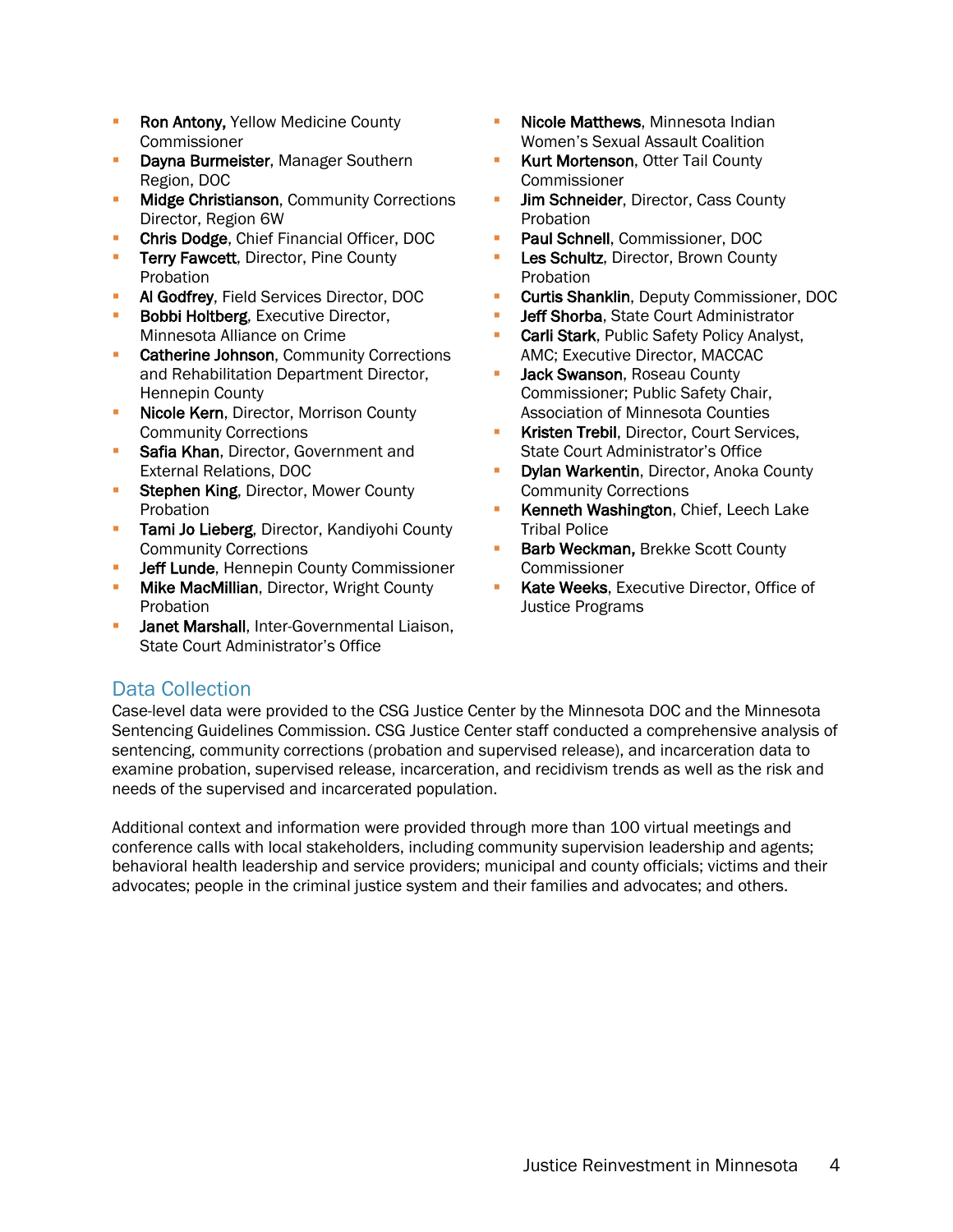- **Ron Antony,** Yellow Medicine County Commissioner
- **Dayna Burmeister**, Manager Southern Region, DOC
- **Midge Christianson**, Community Corrections Director, Region 6W
- **Chris Dodge**, Chief Financial Officer, DOC
- **Terry Fawcett**, Director, Pine County Probation
- **Al Godfrey**, Field Services Director, DOC
- **Bobbi Holtberg**, Executive Director, Minnesota Alliance on Crime
- **Catherine Johnson**, Community Corrections and Rehabilitation Department Director, Hennepin County
- **Nicole Kern**, Director, Morrison County Community Corrections
- **Safia Khan**, Director, Government and External Relations, DOC
- **Stephen King**, Director, Mower County Probation
- **Tami Jo Lieberg**, Director, Kandiyohi County Community Corrections
- **Jeff Lunde**, Hennepin County Commissioner
- **Mike MacMillian**, Director, Wright County Probation
- **Janet Marshall**, Inter-Governmental Liaison, State Court Administrator's Office
- **Nicole Matthews**, Minnesota Indian Women's Sexual Assault Coalition
- **Kurt Mortenson**, Otter Tail County Commissioner
- **Jim Schneider**, Director, Cass County Probation
- **Paul Schnell**, Commissioner, DOC
- **Les Schultz**, Director, Brown County Probation
- **Curtis Shanklin**, Deputy Commissioner, DOC
- **Jeff Shorba**, State Court Administrator
- **Carli Stark**, Public Safety Policy Analyst, AMC; Executive Director, MACCAC
- **Jack Swanson**, Roseau County Commissioner; Public Safety Chair, Association of Minnesota Counties
- **Kristen Trebil**, Director, Court Services, State Court Administrator's Office
- **Dylan Warkentin**, Director, Anoka County Community Corrections
- **Kenneth Washington**, Chief, Leech Lake Tribal Police
- **Barb Weckman,** Brekke Scott County Commissioner
- **Kate Weeks**, Executive Director, Office of Justice Programs

## Data Collection

Case-level data were provided to the CSG Justice Center by the Minnesota DOC and the Minnesota Sentencing Guidelines Commission. CSG Justice Center staff conducted a comprehensive analysis of sentencing, community corrections (probation and supervised release), and incarceration data to examine probation, supervised release, incarceration, and recidivism trends as well as the risk and needs of the supervised and incarcerated population.

Additional context and information were provided through more than 100 virtual meetings and conference calls with local stakeholders, including community supervision leadership and agents; behavioral health leadership and service providers; municipal and county officials; victims and their advocates; people in the criminal justice system and their families and advocates; and others.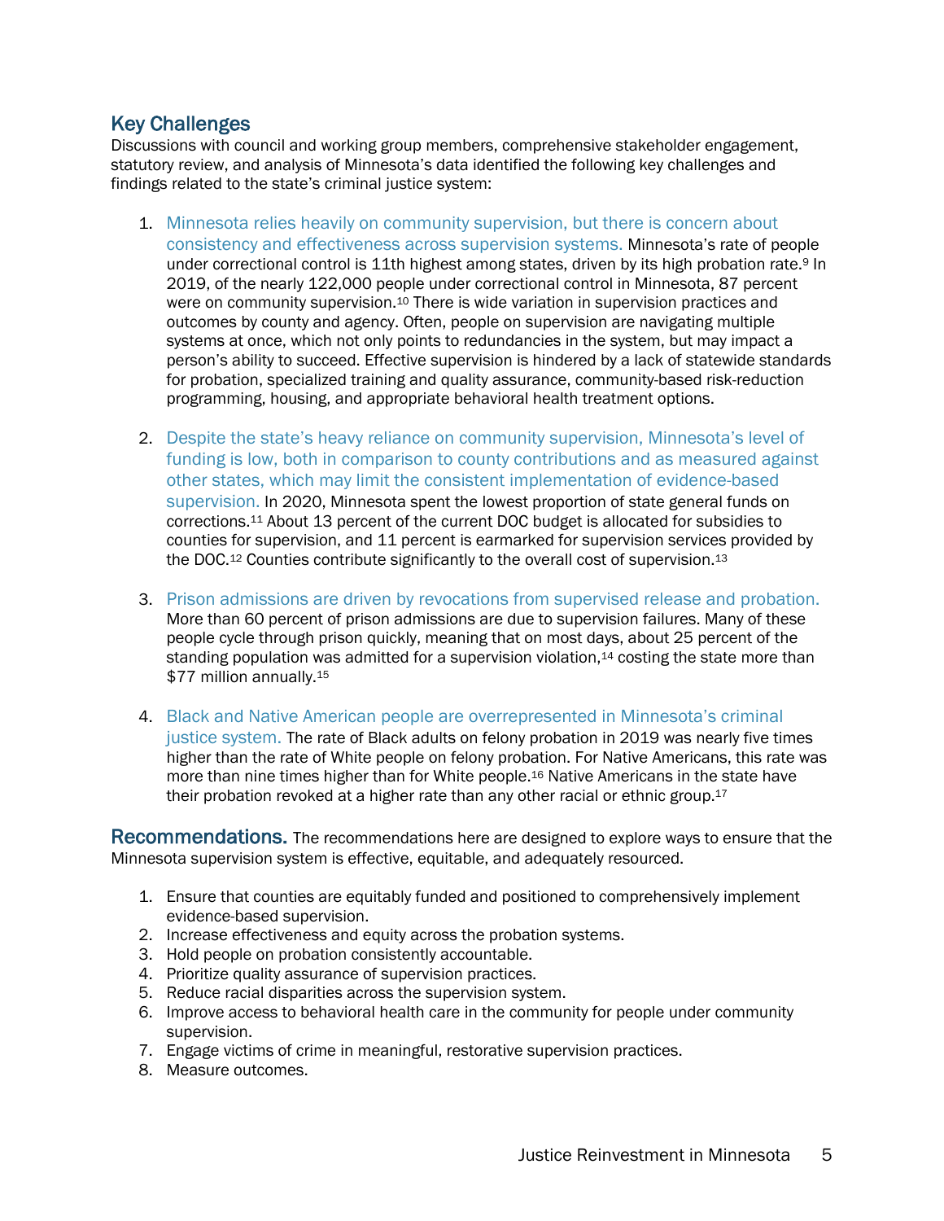## Key Challenges

Discussions with council and working group members, comprehensive stakeholder engagement, statutory review, and analysis of Minnesota's data identified the following key challenges and findings related to the state's criminal justice system:

1. Minnesota relies heavily on community supervision, but there is concern about consistency and effectiveness across supervision systems. Minnesota's rate of people under correctional control is 11th highest among states, driven by its high probation rate.[9] In 2019, of the nearly 122,000 people under correctional control in Minnesota, 87 percent were on community supervision.[10] There is wide variation in supervision practices and outcomes by county and agency. Often, people on supervision are navigating multiple systems at once, which not only points to redundancies in the system, but may impact a person's ability to succeed. Effective supervision is hindered by a lack of statewide standards for probation, specialized training and quality assurance, community-based risk-reduction programming, housing, and appropriate behavioral health treatment options.

2. Despite the state's heavy reliance on community supervision, Minnesota's level of funding is low, both in comparison to county contributions and as measured against other states, which may limit the consistent implementation of evidence-based supervision. In 2020, Minnesota spent the lowest proportion of state general funds on corrections.[11] About 13 percent of the current DOC budget is allocated for subsidies to counties for supervision, and 11 percent is earmarked for supervision services provided by the DOC.[12] Counties contribute significantly to the overall cost of supervision.[13]

3. Prison admissions are driven by revocations from supervised release and probation. More than 60 percent of prison admissions are due to supervision failures. Many of these people cycle through prison quickly, meaning that on most days, about 25 percent of the standing population was admitted for a supervision violation,[14] costing the state more than $77 million annually.[15]

4. Black and Native American people are overrepresented in Minnesota's criminal justice system. The rate of Black adults on felony probation in 2019 was nearly five times higher than the rate of White people on felony probation. For Native Americans, this rate was more than nine times higher than for White people.[16] Native Americans in the state have their probation revoked at a higher rate than any other racial or ethnic group.[17]

**Recommendations.** The recommendations here are designed to explore ways to ensure that the Minnesota supervision system is effective, equitable, and adequately resourced.

1. Ensure that counties are equitably funded and positioned to comprehensively implement evidence-based supervision.
2. Increase effectiveness and equity across the probation systems.
3. Hold people on probation consistently accountable.
4. Prioritize quality assurance of supervision practices.
5. Reduce racial disparities across the supervision system.
6. Improve access to behavioral health care in the community for people under community supervision.
7. Engage victims of crime in meaningful, restorative supervision practices.
8. Measure outcomes.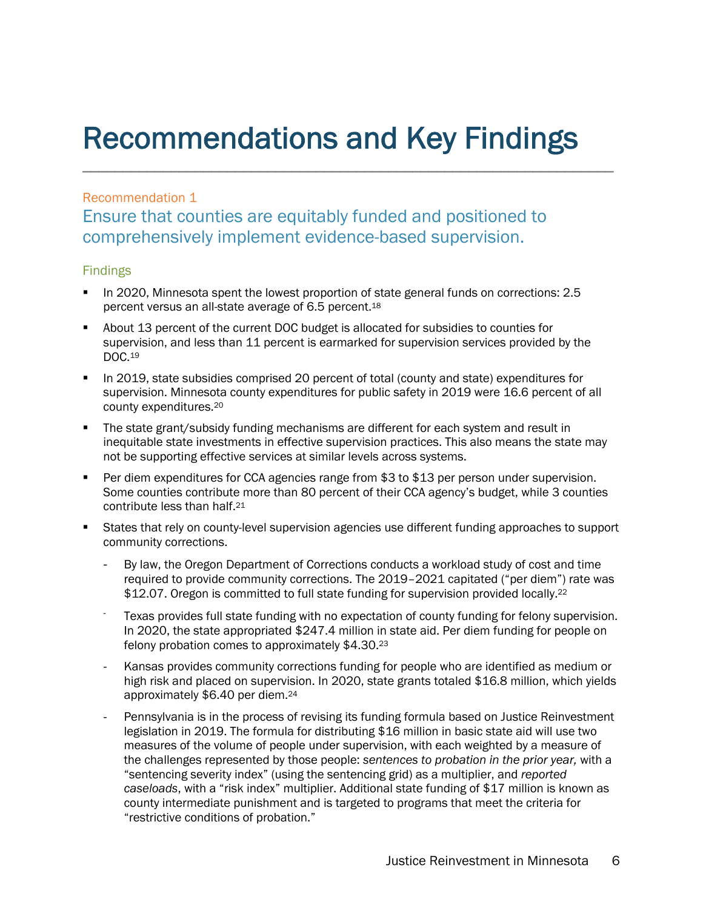# Recommendations and Key Findings

Recommendation 1

## Ensure that counties are equitably funded and positioned to comprehensively implement evidence-based supervision.

### Findings

- In 2020, Minnesota spent the lowest proportion of state general funds on corrections: 2.5 percent versus an all-state average of 6.5 percent.[18]
- About 13 percent of the current DOC budget is allocated for subsidies to counties for supervision, and less than 11 percent is earmarked for supervision services provided by the DOC.[19]
- In 2019, state subsidies comprised 20 percent of total (county and state) expenditures for supervision. Minnesota county expenditures for public safety in 2019 were 16.6 percent of all county expenditures.[20]
- The state grant/subsidy funding mechanisms are different for each system and result in inequitable state investments in effective supervision practices. This also means the state may not be supporting effective services at similar levels across systems.
- Per diem expenditures for CCA agencies range from $3 to $13 per person under supervision. Some counties contribute more than 80 percent of their CCA agency's budget, while 3 counties contribute less than half.[21]
- States that rely on county-level supervision agencies use different funding approaches to support community corrections.
  - By law, the Oregon Department of Corrections conducts a workload study of cost and time required to provide community corrections. The 2019–2021 capitated ("per diem") rate was $12.07. Oregon is committed to full state funding for supervision provided locally.[22]
  - Texas provides full state funding with no expectation of county funding for felony supervision. In 2020, the state appropriated $247.4 million in state aid. Per diem funding for people on felony probation comes to approximately $4.30.[23]
  - Kansas provides community corrections funding for people who are identified as medium or high risk and placed on supervision. In 2020, state grants totaled $16.8 million, which yields approximately $6.40 per diem.[24]
  - Pennsylvania is in the process of revising its funding formula based on Justice Reinvestment legislation in 2019. The formula for distributing $16 million in basic state aid will use two measures of the volume of people under supervision, with each weighted by a measure of the challenges represented by those people: *sentences to probation in the prior year,* with a "sentencing severity index" (using the sentencing grid) as a multiplier, and *reported caseloads*, with a "risk index" multiplier. Additional state funding of $17 million is known as county intermediate punishment and is targeted to programs that meet the criteria for "restrictive conditions of probation."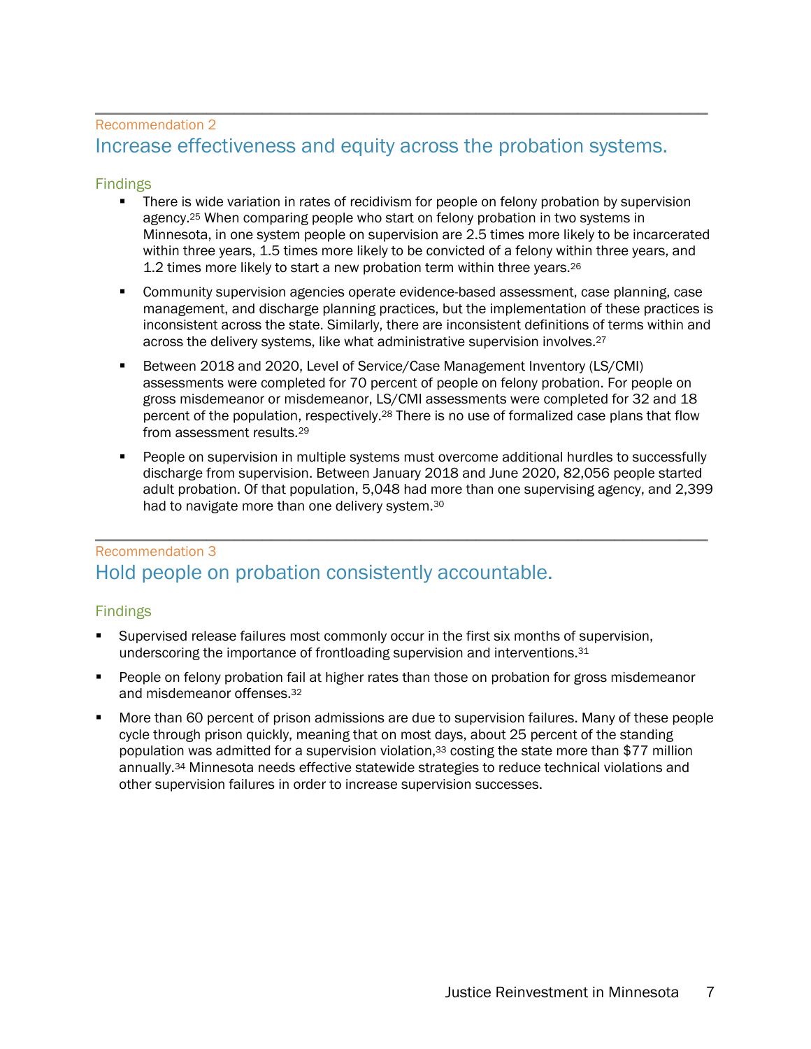Recommendation 2

## Increase effectiveness and equity across the probation systems.

### Findings

- There is wide variation in rates of recidivism for people on felony probation by supervision agency.[25] When comparing people who start on felony probation in two systems in Minnesota, in one system people on supervision are 2.5 times more likely to be incarcerated within three years, 1.5 times more likely to be convicted of a felony within three years, and 1.2 times more likely to start a new probation term within three years.[26]

- Community supervision agencies operate evidence-based assessment, case planning, case management, and discharge planning practices, but the implementation of these practices is inconsistent across the state. Similarly, there are inconsistent definitions of terms within and across the delivery systems, like what administrative supervision involves.[27]

- Between 2018 and 2020, Level of Service/Case Management Inventory (LS/CMI) assessments were completed for 70 percent of people on felony probation. For people on gross misdemeanor or misdemeanor, LS/CMI assessments were completed for 32 and 18 percent of the population, respectively.[28] There is no use of formalized case plans that flow from assessment results.[29]

- People on supervision in multiple systems must overcome additional hurdles to successfully discharge from supervision. Between January 2018 and June 2020, 82,056 people started adult probation. Of that population, 5,048 had more than one supervising agency, and 2,399 had to navigate more than one delivery system.[30]

Recommendation 3

## Hold people on probation consistently accountable.

### Findings

- Supervised release failures most commonly occur in the first six months of supervision, underscoring the importance of frontloading supervision and interventions.[31]

- People on felony probation fail at higher rates than those on probation for gross misdemeanor and misdemeanor offenses.[32]

- More than 60 percent of prison admissions are due to supervision failures. Many of these people cycle through prison quickly, meaning that on most days, about 25 percent of the standing population was admitted for a supervision violation,[33] costing the state more than $77 million annually.[34] Minnesota needs effective statewide strategies to reduce technical violations and other supervision failures in order to increase supervision successes.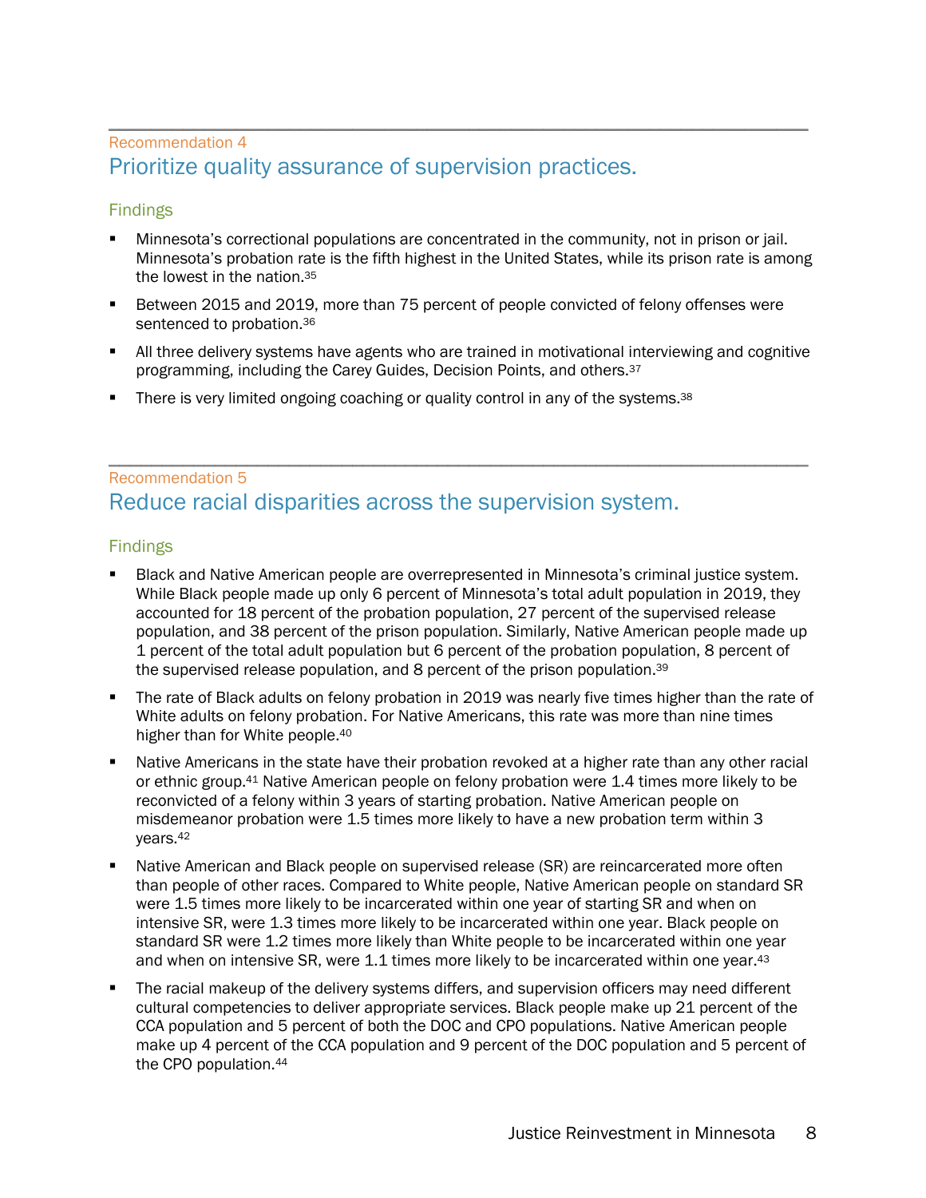Recommendation 4

## Prioritize quality assurance of supervision practices.

### Findings

- Minnesota's correctional populations are concentrated in the community, not in prison or jail. Minnesota's probation rate is the fifth highest in the United States, while its prison rate is among the lowest in the nation.[35]
- Between 2015 and 2019, more than 75 percent of people convicted of felony offenses were sentenced to probation.[36]
- All three delivery systems have agents who are trained in motivational interviewing and cognitive programming, including the Carey Guides, Decision Points, and others.[37]
- There is very limited ongoing coaching or quality control in any of the systems.[38]

Recommendation 5

## Reduce racial disparities across the supervision system.

### Findings

- Black and Native American people are overrepresented in Minnesota's criminal justice system. While Black people made up only 6 percent of Minnesota's total adult population in 2019, they accounted for 18 percent of the probation population, 27 percent of the supervised release population, and 38 percent of the prison population. Similarly, Native American people made up 1 percent of the total adult population but 6 percent of the probation population, 8 percent of the supervised release population, and 8 percent of the prison population.[39]
- The rate of Black adults on felony probation in 2019 was nearly five times higher than the rate of White adults on felony probation. For Native Americans, this rate was more than nine times higher than for White people.[40]
- Native Americans in the state have their probation revoked at a higher rate than any other racial or ethnic group.[41] Native American people on felony probation were 1.4 times more likely to be reconvicted of a felony within 3 years of starting probation. Native American people on misdemeanor probation were 1.5 times more likely to have a new probation term within 3 years.[42]
- Native American and Black people on supervised release (SR) are reincarcerated more often than people of other races. Compared to White people, Native American people on standard SR were 1.5 times more likely to be incarcerated within one year of starting SR and when on intensive SR, were 1.3 times more likely to be incarcerated within one year. Black people on standard SR were 1.2 times more likely than White people to be incarcerated within one year and when on intensive SR, were 1.1 times more likely to be incarcerated within one year.[43]
- The racial makeup of the delivery systems differs, and supervision officers may need different cultural competencies to deliver appropriate services. Black people make up 21 percent of the CCA population and 5 percent of both the DOC and CPO populations. Native American people make up 4 percent of the CCA population and 9 percent of the DOC population and 5 percent of the CPO population.[44]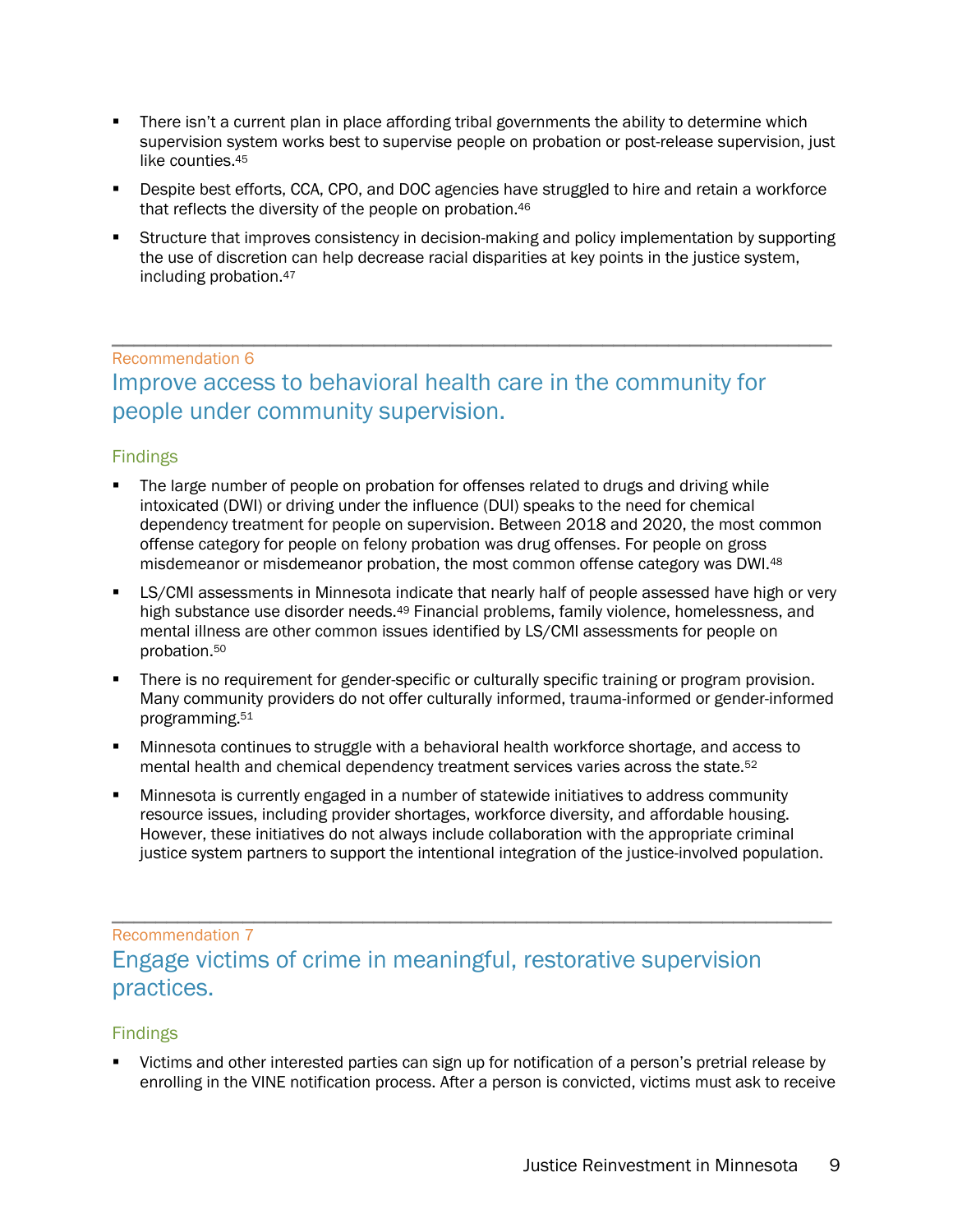- There isn't a current plan in place affording tribal governments the ability to determine which supervision system works best to supervise people on probation or post-release supervision, just like counties.[45]
- Despite best efforts, CCA, CPO, and DOC agencies have struggled to hire and retain a workforce that reflects the diversity of the people on probation.[46]
- Structure that improves consistency in decision-making and policy implementation by supporting the use of discretion can help decrease racial disparities at key points in the justice system, including probation.[47]

---

Recommendation 6

## Improve access to behavioral health care in the community for people under community supervision.

### Findings

- The large number of people on probation for offenses related to drugs and driving while intoxicated (DWI) or driving under the influence (DUI) speaks to the need for chemical dependency treatment for people on supervision. Between 2018 and 2020, the most common offense category for people on felony probation was drug offenses. For people on gross misdemeanor or misdemeanor probation, the most common offense category was DWI.[48]
- LS/CMI assessments in Minnesota indicate that nearly half of people assessed have high or very high substance use disorder needs.[49] Financial problems, family violence, homelessness, and mental illness are other common issues identified by LS/CMI assessments for people on probation.[50]
- There is no requirement for gender-specific or culturally specific training or program provision. Many community providers do not offer culturally informed, trauma-informed or gender-informed programming.[51]
- Minnesota continues to struggle with a behavioral health workforce shortage, and access to mental health and chemical dependency treatment services varies across the state.[52]
- Minnesota is currently engaged in a number of statewide initiatives to address community resource issues, including provider shortages, workforce diversity, and affordable housing. However, these initiatives do not always include collaboration with the appropriate criminal justice system partners to support the intentional integration of the justice-involved population.

---

Recommendation 7

## Engage victims of crime in meaningful, restorative supervision practices.

### Findings

- Victims and other interested parties can sign up for notification of a person's pretrial release by enrolling in the VINE notification process. After a person is convicted, victims must ask to receive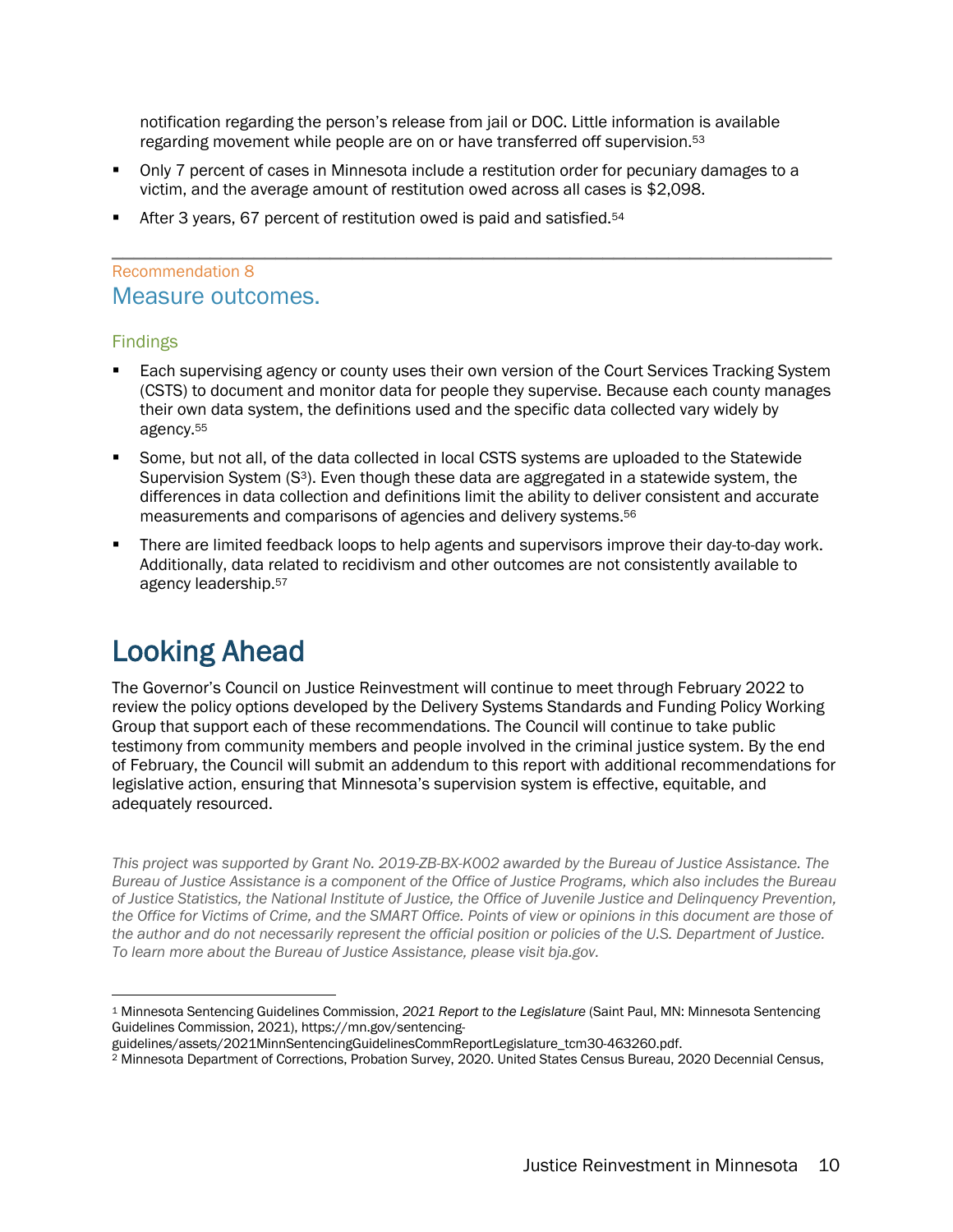notification regarding the person's release from jail or DOC. Little information is available regarding movement while people are on or have transferred off supervision.[53]

- Only 7 percent of cases in Minnesota include a restitution order for pecuniary damages to a victim, and the average amount of restitution owed across all cases is $2,098.
- After 3 years, 67 percent of restitution owed is paid and satisfied.[54]

---

Recommendation 8

### Measure outcomes.

#### Findings

- Each supervising agency or county uses their own version of the Court Services Tracking System (CSTS) to document and monitor data for people they supervise. Because each county manages their own data system, the definitions used and the specific data collected vary widely by agency.[55]
- Some, but not all, of the data collected in local CSTS systems are uploaded to the Statewide Supervision System ($S^3$). Even though these data are aggregated in a statewide system, the differences in data collection and definitions limit the ability to deliver consistent and accurate measurements and comparisons of agencies and delivery systems.[56]
- There are limited feedback loops to help agents and supervisors improve their day-to-day work. Additionally, data related to recidivism and other outcomes are not consistently available to agency leadership.[57]

## Looking Ahead

The Governor's Council on Justice Reinvestment will continue to meet through February 2022 to review the policy options developed by the Delivery Systems Standards and Funding Policy Working Group that support each of these recommendations. The Council will continue to take public testimony from community members and people involved in the criminal justice system. By the end of February, the Council will submit an addendum to this report with additional recommendations for legislative action, ensuring that Minnesota's supervision system is effective, equitable, and adequately resourced.

*This project was supported by Grant No. 2019-ZB-BX-K002 awarded by the Bureau of Justice Assistance. The Bureau of Justice Assistance is a component of the Office of Justice Programs, which also includes the Bureau of Justice Statistics, the National Institute of Justice, the Office of Juvenile Justice and Delinquency Prevention, the Office for Victims of Crime, and the SMART Office. Points of view or opinions in this document are those of the author and do not necessarily represent the official position or policies of the U.S. Department of Justice. To learn more about the Bureau of Justice Assistance, please visit bja.gov.*

---

[1] Minnesota Sentencing Guidelines Commission, *2021 Report to the Legislature* (Saint Paul, MN: Minnesota Sentencing Guidelines Commission, 2021), https://mn.gov/sentencing-guidelines/assets/2021MinnSentencingGuidelinesCommReportLegislature_tcm30-463260.pdf.

[2] Minnesota Department of Corrections, Probation Survey, 2020. United States Census Bureau, 2020 Decennial Census,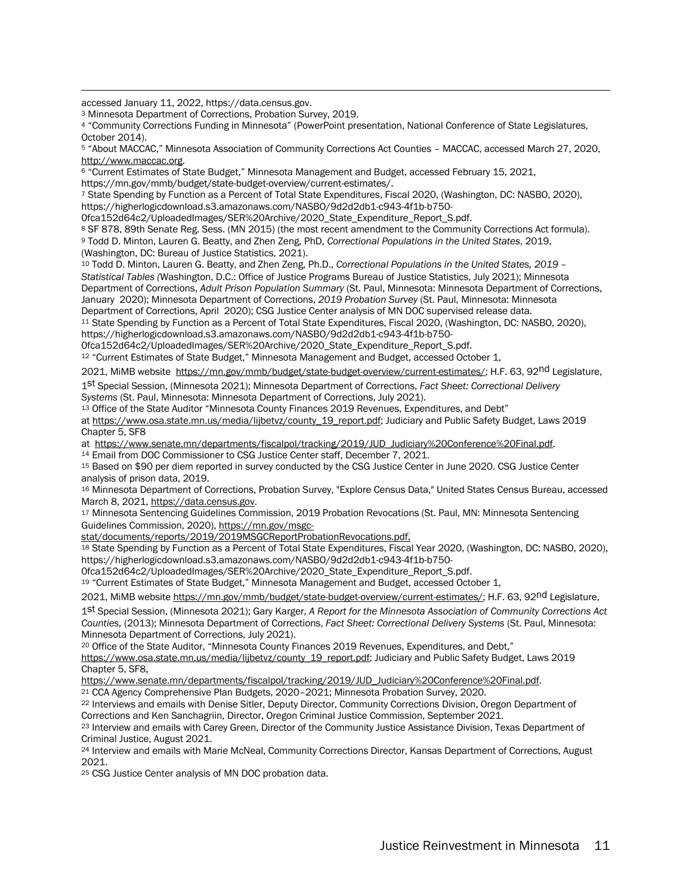accessed January 11, 2022, https://data.census.gov.

[3] Minnesota Department of Corrections, Probation Survey, 2019.

[4] "Community Corrections Funding in Minnesota" (PowerPoint presentation, National Conference of State Legislatures, October 2014).

[5] "About MACCAC," Minnesota Association of Community Corrections Act Counties – MACCAC, accessed March 27, 2020, http://www.maccac.org.

[6] "Current Estimates of State Budget," Minnesota Management and Budget, accessed February 15, 2021, https://mn.gov/mmb/budget/state-budget-overview/current-estimates/.

[7] State Spending by Function as a Percent of Total State Expenditures, Fiscal 2020, (Washington, DC: NASBO, 2020), https://higherlogicdownload.s3.amazonaws.com/NASBO/9d2d2db1-c943-4f1b-b750-0fca152d64c2/UploadedImages/SER%20Archive/2020_State_Expenditure_Report_S.pdf.

[8] SF 878, 89th Senate Reg. Sess. (MN 2015) (the most recent amendment to the Community Corrections Act formula).

[9] Todd D. Minton, Lauren G. Beatty, and Zhen Zeng, PhD, *Correctional Populations in the United States*, 2019, (Washington, DC: Bureau of Justice Statistics, 2021).

[10] Todd D. Minton, Lauren G. Beatty, and Zhen Zeng, Ph.D., *Correctional Populations in the United States, 2019 – Statistical Tables (*Washington, D.C.: Office of Justice Programs Bureau of Justice Statistics, July 2021); Minnesota Department of Corrections, *Adult Prison Population Summary* (St. Paul, Minnesota: Minnesota Department of Corrections, January 2020); Minnesota Department of Corrections, *2019 Probation Survey* (St. Paul, Minnesota: Minnesota Department of Corrections, April 2020); CSG Justice Center analysis of MN DOC supervised release data.

[11] State Spending by Function as a Percent of Total State Expenditures, Fiscal 2020, (Washington, DC: NASBO, 2020), https://higherlogicdownload.s3.amazonaws.com/NASBO/9d2d2db1-c943-4f1b-b750-0fca152d64c2/UploadedImages/SER%20Archive/2020_State_Expenditure_Report_S.pdf.

[12] "Current Estimates of State Budget," Minnesota Management and Budget, accessed October 1, 2021, MMB website https://mn.gov/mmb/budget/state-budget-overview/current-estimates/; H.F. 63, 92nd Legislature, 1st Special Session, (Minnesota 2021); Minnesota Department of Corrections, *Fact Sheet: Correctional Delivery Systems* (St. Paul, Minnesota: Minnesota Department of Corrections, July 2021).

[13] Office of the State Auditor "Minnesota County Finances 2019 Revenues, Expenditures, and Debt" at https://www.osa.state.mn.us/media/lijbetvz/county_19_report.pdf; Judiciary and Public Safety Budget, Laws 2019 Chapter 5, SF8 at https://www.senate.mn/departments/fiscalpol/tracking/2019/JUD_Judiciary%20Conference%20Final.pdf.

[14] Email from DOC Commissioner to CSG Justice Center staff, December 7, 2021.

[15] Based on $90 per diem reported in survey conducted by the CSG Justice Center in June 2020. CSG Justice Center analysis of prison data, 2019.

[16] Minnesota Department of Corrections, Probation Survey, "Explore Census Data," United States Census Bureau, accessed March 8, 2021, https://data.census.gov.

[17] Minnesota Sentencing Guidelines Commission, 2019 Probation Revocations (St. Paul, MN: Minnesota Sentencing Guidelines Commission, 2020), https://mn.gov/msgc-stat/documents/reports/2019/2019MSGCReportProbationRevocations.pdf.

[18] State Spending by Function as a Percent of Total State Expenditures, Fiscal Year 2020, (Washington, DC: NASBO, 2020), https://higherlogicdownload.s3.amazonaws.com/NASBO/9d2d2db1-c943-4f1b-b750-0fca152d64c2/UploadedImages/SER%20Archive/2020_State_Expenditure_Report_S.pdf.

[19] "Current Estimates of State Budget," Minnesota Management and Budget, accessed October 1, 2021, MMB website https://mn.gov/mmb/budget/state-budget-overview/current-estimates/; H.F. 63, 92nd Legislature, 1st Special Session, (Minnesota 2021); Gary Karger, *A Report for the Minnesota Association of Community Corrections Act Counties,* (2013); Minnesota Department of Corrections, *Fact Sheet: Correctional Delivery Systems* (St. Paul, Minnesota: Minnesota Department of Corrections, July 2021).

[20] Office of the State Auditor, "Minnesota County Finances 2019 Revenues, Expenditures, and Debt," https://www.osa.state.mn.us/media/lijbetvz/county_19_report.pdf; Judiciary and Public Safety Budget, Laws 2019 Chapter 5, SF8, https://www.senate.mn/departments/fiscalpol/tracking/2019/JUD_Judiciary%20Conference%20Final.pdf.

[21] CCA Agency Comprehensive Plan Budgets, 2020–2021; Minnesota Probation Survey, 2020.

[22] Interviews and emails with Denise Sitler, Deputy Director, Community Corrections Division, Oregon Department of Corrections and Ken Sanchagriin, Director, Oregon Criminal Justice Commission, September 2021.

[23] Interview and emails with Carey Green, Director of the Community Justice Assistance Division, Texas Department of Criminal Justice, August 2021.

[24] Interview and emails with Marie McNeal, Community Corrections Director, Kansas Department of Corrections, August 2021.

[25] CSG Justice Center analysis of MN DOC probation data.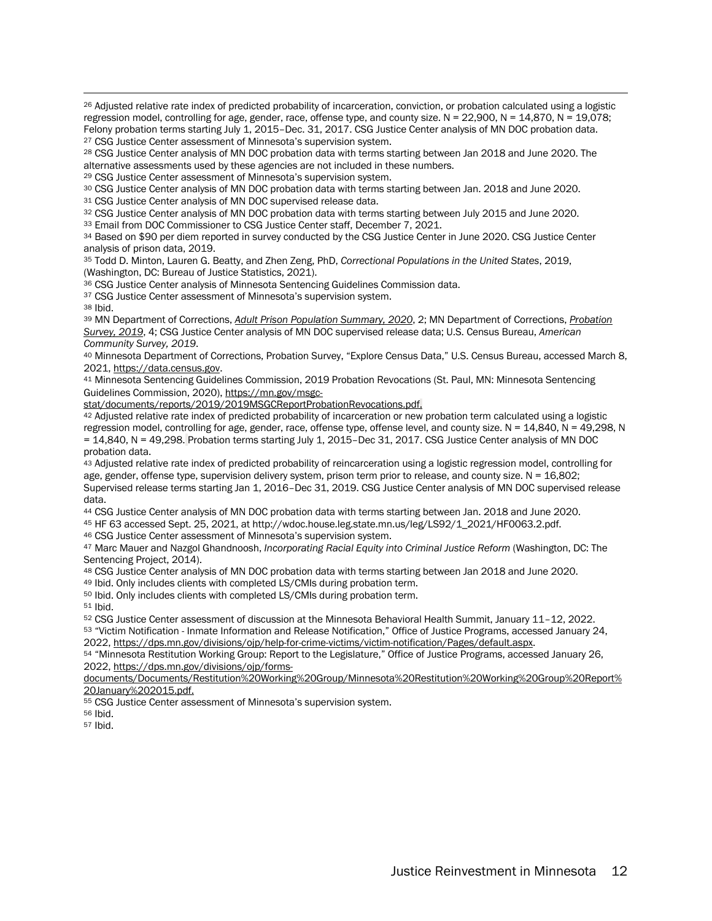[26] Adjusted relative rate index of predicted probability of incarceration, conviction, or probation calculated using a logistic regression model, controlling for age, gender, race, offense type, and county size. N = 22,900, N = 14,870, N = 19,078; Felony probation terms starting July 1, 2015–Dec. 31, 2017. CSG Justice Center analysis of MN DOC probation data.
[27] CSG Justice Center assessment of Minnesota's supervision system.
[28] CSG Justice Center analysis of MN DOC probation data with terms starting between Jan 2018 and June 2020. The alternative assessments used by these agencies are not included in these numbers.
[29] CSG Justice Center assessment of Minnesota's supervision system.
[30] CSG Justice Center analysis of MN DOC probation data with terms starting between Jan. 2018 and June 2020.
[31] CSG Justice Center analysis of MN DOC supervised release data.
[32] CSG Justice Center analysis of MN DOC probation data with terms starting between July 2015 and June 2020.
[33] Email from DOC Commissioner to CSG Justice Center staff, December 7, 2021.
[34] Based on $90 per diem reported in survey conducted by the CSG Justice Center in June 2020. CSG Justice Center analysis of prison data, 2019.
[35] Todd D. Minton, Lauren G. Beatty, and Zhen Zeng, PhD, *Correctional Populations in the United States*, 2019, (Washington, DC: Bureau of Justice Statistics, 2021).
[36] CSG Justice Center analysis of Minnesota Sentencing Guidelines Commission data.
[37] CSG Justice Center assessment of Minnesota's supervision system.
[38] Ibid.
[39] MN Department of Corrections, *Adult Prison Population Summary, 2020*, 2; MN Department of Corrections, *Probation Survey, 2019*, 4; CSG Justice Center analysis of MN DOC supervised release data; U.S. Census Bureau, *American Community Survey, 2019*.
[40] Minnesota Department of Corrections, Probation Survey, "Explore Census Data," U.S. Census Bureau, accessed March 8, 2021, https://data.census.gov.
[41] Minnesota Sentencing Guidelines Commission, 2019 Probation Revocations (St. Paul, MN: Minnesota Sentencing Guidelines Commission, 2020), https://mn.gov/msgc-stat/documents/reports/2019/2019MSGCReportProbationRevocations.pdf.
[42] Adjusted relative rate index of predicted probability of incarceration or new probation term calculated using a logistic regression model, controlling for age, gender, race, offense type, offense level, and county size. N = 14,840, N = 49,298, N = 14,840, N = 49,298. Probation terms starting July 1, 2015–Dec 31, 2017. CSG Justice Center analysis of MN DOC probation data.
[43] Adjusted relative rate index of predicted probability of reincarceration using a logistic regression model, controlling for age, gender, offense type, supervision delivery system, prison term prior to release, and county size. N = 16,802; Supervised release terms starting Jan 1, 2016–Dec 31, 2019. CSG Justice Center analysis of MN DOC supervised release data.
[44] CSG Justice Center analysis of MN DOC probation data with terms starting between Jan. 2018 and June 2020.
[45] HF 63 accessed Sept. 25, 2021, at http://wdoc.house.leg.state.mn.us/leg/LS92/1_2021/HF0063.2.pdf.
[46] CSG Justice Center assessment of Minnesota's supervision system.
[47] Marc Mauer and Nazgol Ghandnoosh, *Incorporating Racial Equity into Criminal Justice Reform* (Washington, DC: The Sentencing Project, 2014).
[48] CSG Justice Center analysis of MN DOC probation data with terms starting between Jan 2018 and June 2020.
[49] Ibid. Only includes clients with completed LS/CMIs during probation term.
[50] Ibid. Only includes clients with completed LS/CMIs during probation term.
[51] Ibid.
[52] CSG Justice Center assessment of discussion at the Minnesota Behavioral Health Summit, January 11–12, 2022.
[53] "Victim Notification - Inmate Information and Release Notification," Office of Justice Programs, accessed January 24, 2022, https://dps.mn.gov/divisions/ojp/help-for-crime-victims/victim-notification/Pages/default.aspx.
[54] "Minnesota Restitution Working Group: Report to the Legislature," Office of Justice Programs, accessed January 26, 2022, https://dps.mn.gov/divisions/ojp/forms-documents/Documents/Restitution%20Working%20Group/Minnesota%20Restitution%20Working%20Group%20Report%20January%202015.pdf.
[55] CSG Justice Center assessment of Minnesota's supervision system.
[56] Ibid.
[57] Ibid.